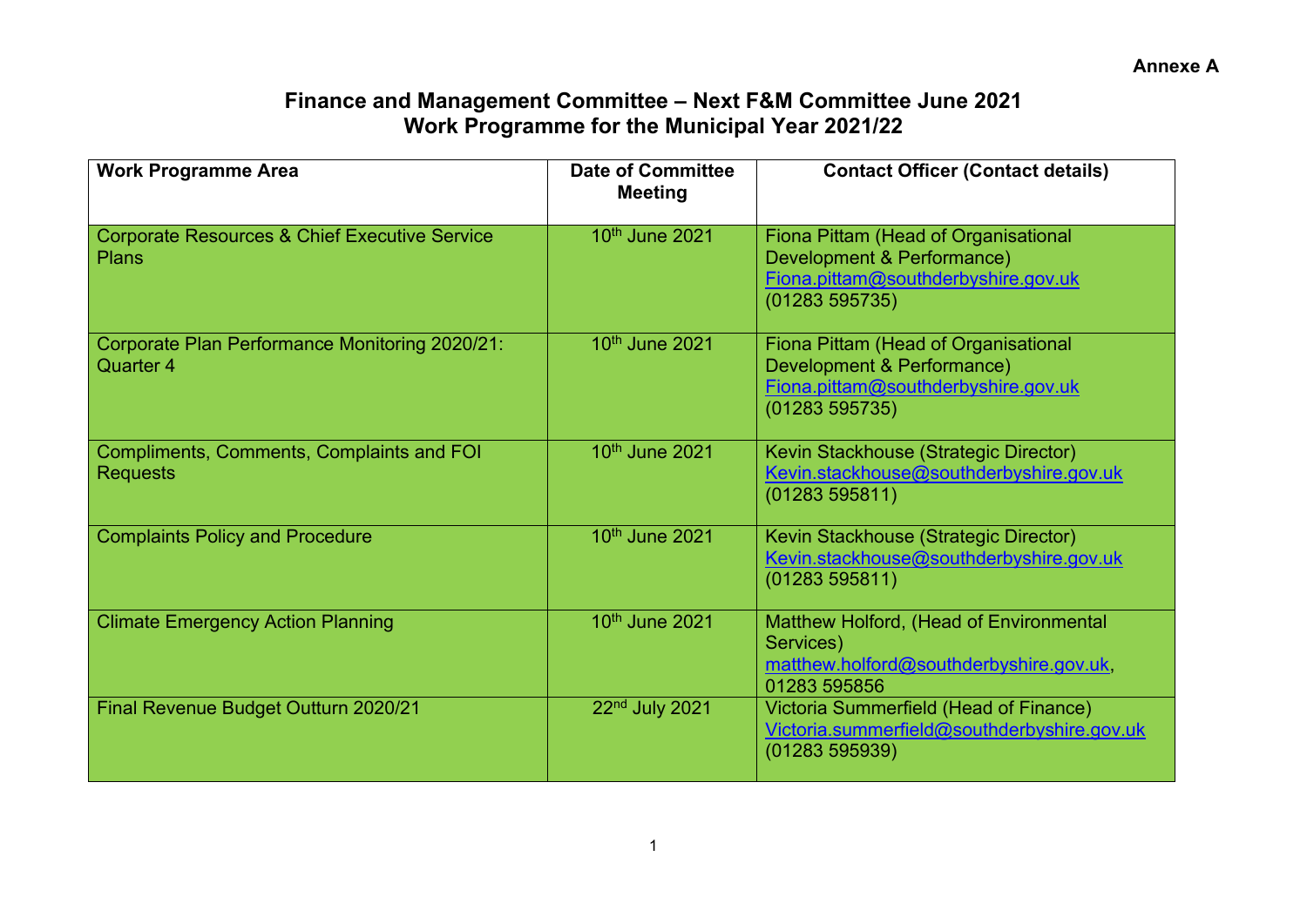**Annexe A**

# Finance and Management Committee – Next F&M Committee June 2021
## Work Programme for the Municipal Year 2021/22

| Work Programme Area | Date of Committee Meeting | Contact Officer (Contact details) |
|---|---|---|
| Corporate Resources & Chief Executive Service Plans | 10th June 2021 | Fiona Pittam (Head of Organisational Development & Performance) Fiona.pittam@southderbyshire.gov.uk (01283 595735) |
| Corporate Plan Performance Monitoring 2020/21: Quarter 4 | 10th June 2021 | Fiona Pittam (Head of Organisational Development & Performance) Fiona.pittam@southderbyshire.gov.uk (01283 595735) |
| Compliments, Comments, Complaints and FOI Requests | 10th June 2021 | Kevin Stackhouse (Strategic Director) Kevin.stackhouse@southderbyshire.gov.uk (01283 595811) |
| Complaints Policy and Procedure | 10th June 2021 | Kevin Stackhouse (Strategic Director) Kevin.stackhouse@southderbyshire.gov.uk (01283 595811) |
| Climate Emergency Action Planning | 10th June 2021 | Matthew Holford, (Head of Environmental Services) matthew.holford@southderbyshire.gov.uk, 01283 595856 |
| Final Revenue Budget Outturn 2020/21 | 22nd July 2021 | Victoria Summerfield (Head of Finance) Victoria.summerfield@southderbyshire.gov.uk (01283 595939) |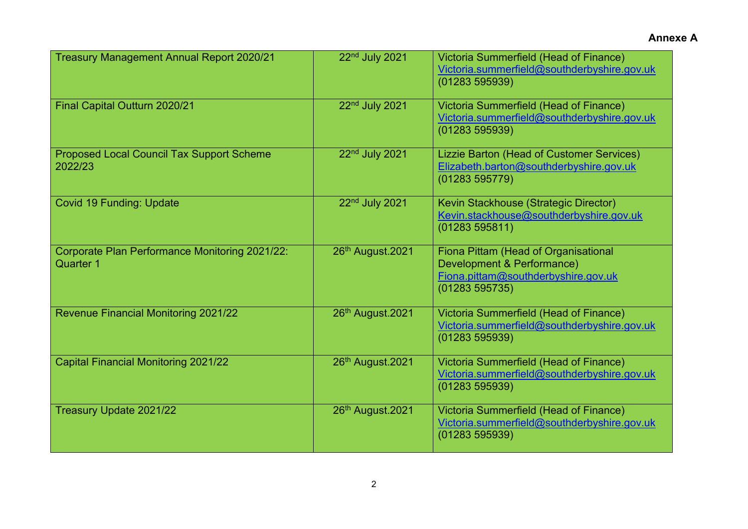**Annexe A**

| | | |
|---|---|---|
| Treasury Management Annual Report 2020/21 | 22nd July 2021 | Victoria Summerfield (Head of Finance) Victoria.summerfield@southderbyshire.gov.uk (01283 595939) |
| Final Capital Outturn 2020/21 | 22nd July 2021 | Victoria Summerfield (Head of Finance) Victoria.summerfield@southderbyshire.gov.uk (01283 595939) |
| Proposed Local Council Tax Support Scheme 2022/23 | 22nd July 2021 | Lizzie Barton (Head of Customer Services) Elizabeth.barton@southderbyshire.gov.uk (01283 595779) |
| Covid 19 Funding: Update | 22nd July 2021 | Kevin Stackhouse (Strategic Director) Kevin.stackhouse@southderbyshire.gov.uk (01283 595811) |
| Corporate Plan Performance Monitoring 2021/22: Quarter 1 | 26th August.2021 | Fiona Pittam (Head of Organisational Development & Performance) Fiona.pittam@southderbyshire.gov.uk (01283 595735) |
| Revenue Financial Monitoring 2021/22 | 26th August.2021 | Victoria Summerfield (Head of Finance) Victoria.summerfield@southderbyshire.gov.uk (01283 595939) |
| Capital Financial Monitoring 2021/22 | 26th August.2021 | Victoria Summerfield (Head of Finance) Victoria.summerfield@southderbyshire.gov.uk (01283 595939) |
| Treasury Update 2021/22 | 26th August.2021 | Victoria Summerfield (Head of Finance) Victoria.summerfield@southderbyshire.gov.uk (01283 595939) |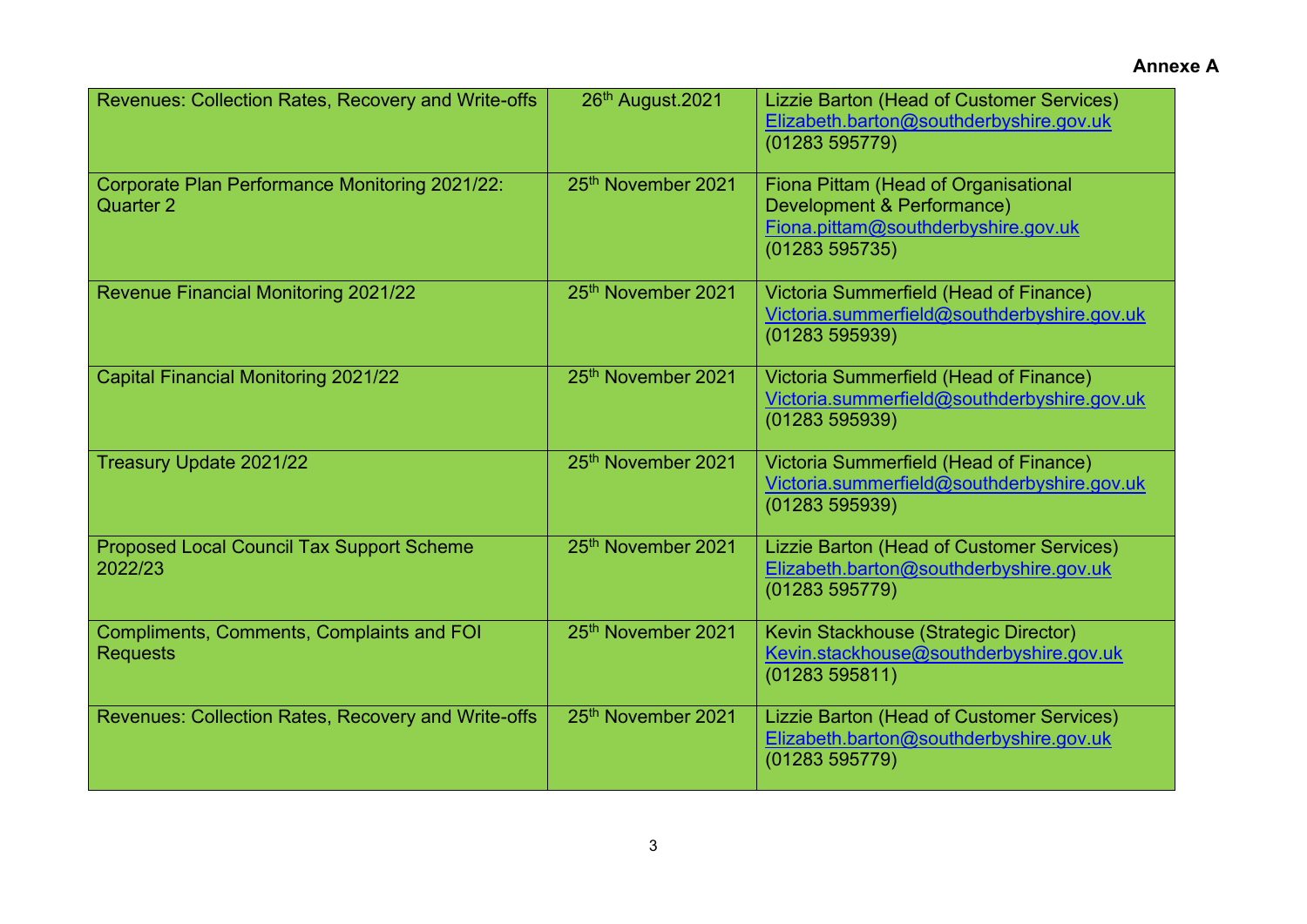**Annexe A**

| | | |
|---|---|---|
| Revenues: Collection Rates, Recovery and Write-offs | 26th August.2021 | Lizzie Barton (Head of Customer Services) Elizabeth.barton@southderbyshire.gov.uk (01283 595779) |
| Corporate Plan Performance Monitoring 2021/22: Quarter 2 | 25th November 2021 | Fiona Pittam (Head of Organisational Development & Performance) Fiona.pittam@southderbyshire.gov.uk (01283 595735) |
| Revenue Financial Monitoring 2021/22 | 25th November 2021 | Victoria Summerfield (Head of Finance) Victoria.summerfield@southderbyshire.gov.uk (01283 595939) |
| Capital Financial Monitoring 2021/22 | 25th November 2021 | Victoria Summerfield (Head of Finance) Victoria.summerfield@southderbyshire.gov.uk (01283 595939) |
| Treasury Update 2021/22 | 25th November 2021 | Victoria Summerfield (Head of Finance) Victoria.summerfield@southderbyshire.gov.uk (01283 595939) |
| Proposed Local Council Tax Support Scheme 2022/23 | 25th November 2021 | Lizzie Barton (Head of Customer Services) Elizabeth.barton@southderbyshire.gov.uk (01283 595779) |
| Compliments, Comments, Complaints and FOI Requests | 25th November 2021 | Kevin Stackhouse (Strategic Director) Kevin.stackhouse@southderbyshire.gov.uk (01283 595811) |
| Revenues: Collection Rates, Recovery and Write-offs | 25th November 2021 | Lizzie Barton (Head of Customer Services) Elizabeth.barton@southderbyshire.gov.uk (01283 595779) |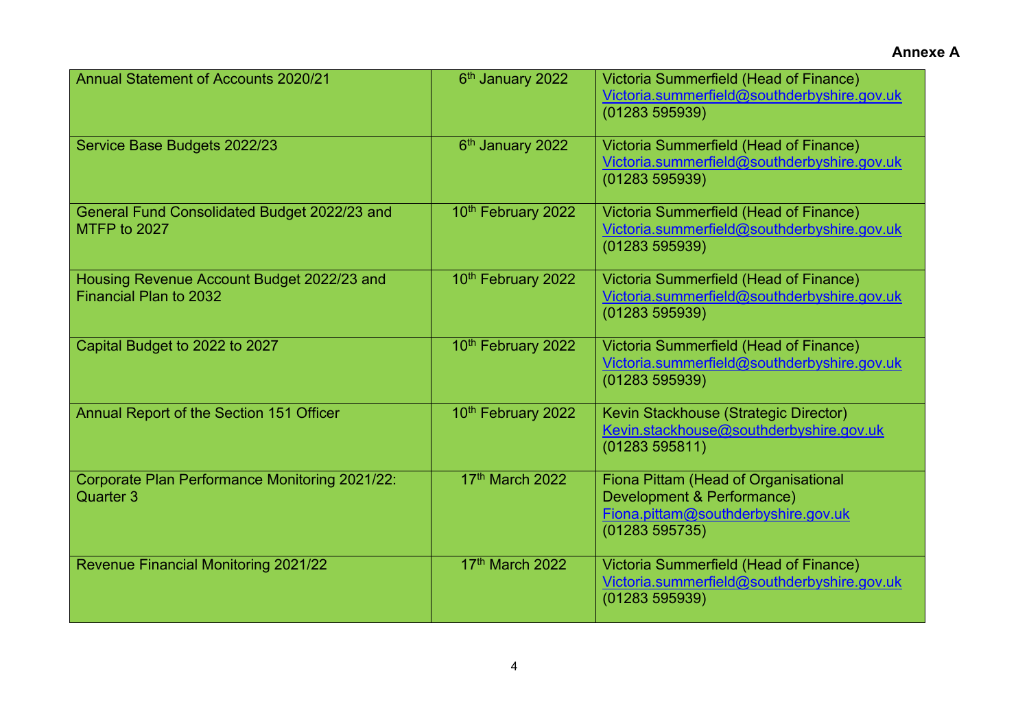**Annexe A**

| | | |
|---|---|---|
| Annual Statement of Accounts 2020/21 | 6th January 2022 | Victoria Summerfield (Head of Finance) Victoria.summerfield@southderbyshire.gov.uk (01283 595939) |
| Service Base Budgets 2022/23 | 6th January 2022 | Victoria Summerfield (Head of Finance) Victoria.summerfield@southderbyshire.gov.uk (01283 595939) |
| General Fund Consolidated Budget 2022/23 and MTFP to 2027 | 10th February 2022 | Victoria Summerfield (Head of Finance) Victoria.summerfield@southderbyshire.gov.uk (01283 595939) |
| Housing Revenue Account Budget 2022/23 and Financial Plan to 2032 | 10th February 2022 | Victoria Summerfield (Head of Finance) Victoria.summerfield@southderbyshire.gov.uk (01283 595939) |
| Capital Budget to 2022 to 2027 | 10th February 2022 | Victoria Summerfield (Head of Finance) Victoria.summerfield@southderbyshire.gov.uk (01283 595939) |
| Annual Report of the Section 151 Officer | 10th February 2022 | Kevin Stackhouse (Strategic Director) Kevin.stackhouse@southderbyshire.gov.uk (01283 595811) |
| Corporate Plan Performance Monitoring 2021/22: Quarter 3 | 17th March 2022 | Fiona Pittam (Head of Organisational Development & Performance) Fiona.pittam@southderbyshire.gov.uk (01283 595735) |
| Revenue Financial Monitoring 2021/22 | 17th March 2022 | Victoria Summerfield (Head of Finance) Victoria.summerfield@southderbyshire.gov.uk (01283 595939) |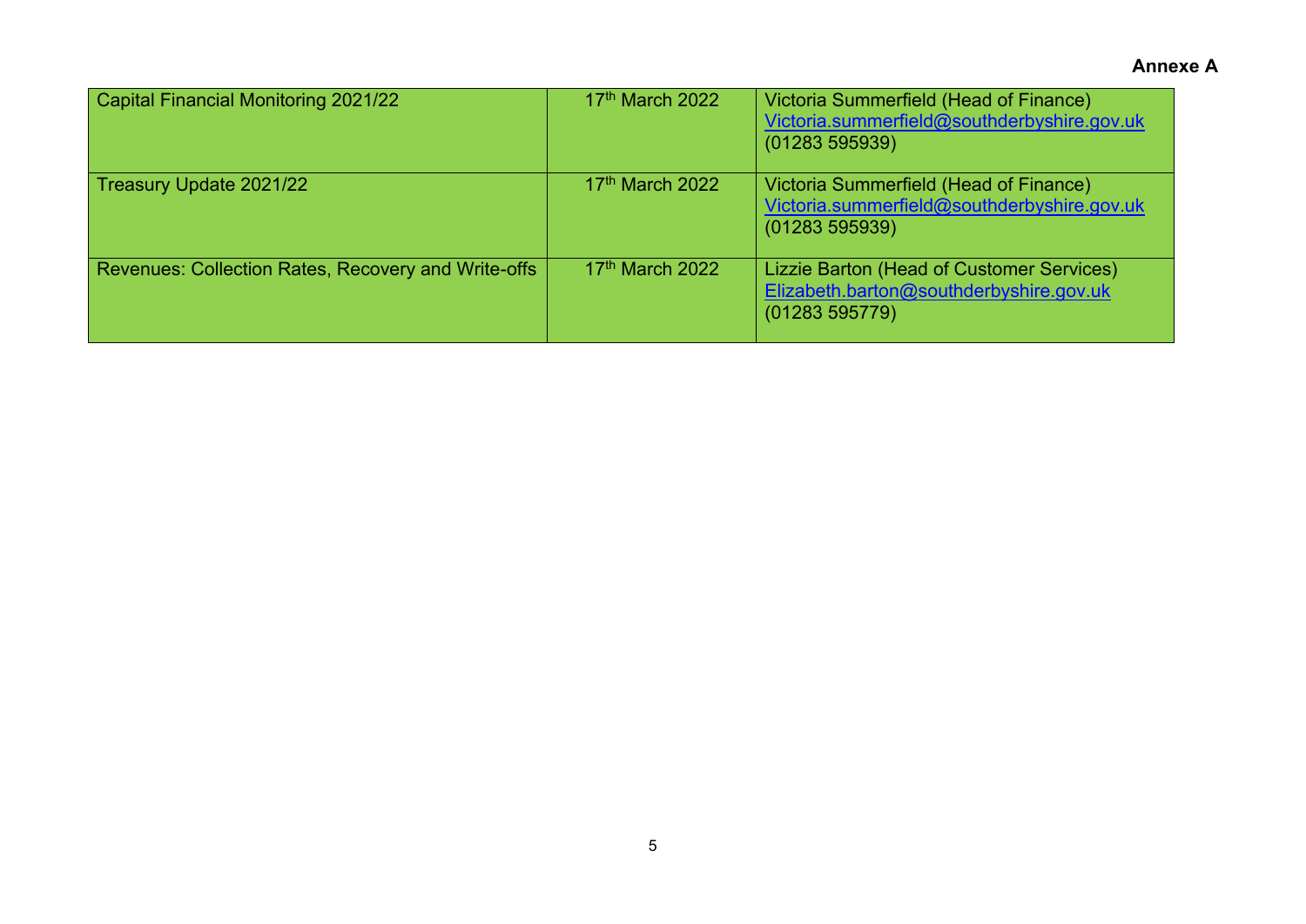**Annexe A**

| | | |
|---|---|---|
| Capital Financial Monitoring 2021/22 | 17th March 2022 | Victoria Summerfield (Head of Finance)<br>Victoria.summerfield@southderbyshire.gov.uk<br>(01283 595939) |
| Treasury Update 2021/22 | 17th March 2022 | Victoria Summerfield (Head of Finance)<br>Victoria.summerfield@southderbyshire.gov.uk<br>(01283 595939) |
| Revenues: Collection Rates, Recovery and Write-offs | 17th March 2022 | Lizzie Barton (Head of Customer Services)<br>Elizabeth.barton@southderbyshire.gov.uk<br>(01283 595779) |